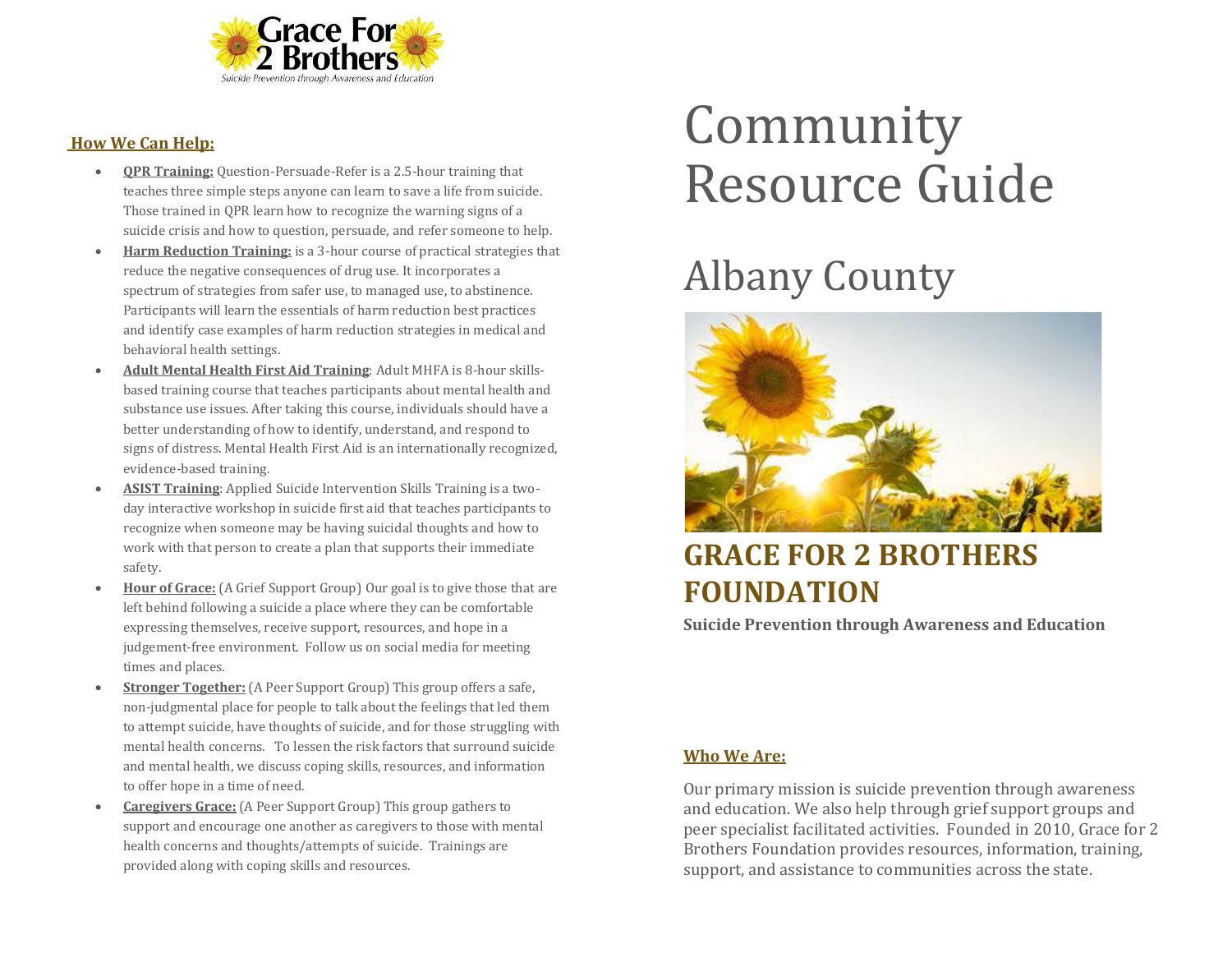Grace For 2 Brothers

*Suicide Prevention through Awareness and Education*

# Community Resource Guide

## Albany County

## GRACE FOR 2 BROTHERS FOUNDATION

**Suicide Prevention through Awareness and Education**

### Who We Are:

Our primary mission is suicide prevention through awareness and education. We also help through grief support groups and peer specialist facilitated activities. Founded in 2010, Grace for 2 Brothers Foundation provides resources, information, training, support, and assistance to communities across the state.

### How We Can Help:

- **QPR Training:** Question-Persuade-Refer is a 2.5-hour training that teaches three simple steps anyone can learn to save a life from suicide. Those trained in QPR learn how to recognize the warning signs of a suicide crisis and how to question, persuade, and refer someone to help.
- **Harm Reduction Training:** is a 3-hour course of practical strategies that reduce the negative consequences of drug use. It incorporates a spectrum of strategies from safer use, to managed use, to abstinence. Participants will learn the essentials of harm reduction best practices and identify case examples of harm reduction strategies in medical and behavioral health settings.
- **Adult Mental Health First Aid Training**: Adult MHFA is 8-hour skills-based training course that teaches participants about mental health and substance use issues. After taking this course, individuals should have a better understanding of how to identify, understand, and respond to signs of distress. Mental Health First Aid is an internationally recognized, evidence-based training.
- **ASIST Training**: Applied Suicide Intervention Skills Training is a two-day interactive workshop in suicide first aid that teaches participants to recognize when someone may be having suicidal thoughts and how to work with that person to create a plan that supports their immediate safety.
- **Hour of Grace:** (A Grief Support Group) Our goal is to give those that are left behind following a suicide a place where they can be comfortable expressing themselves, receive support, resources, and hope in a judgement-free environment. Follow us on social media for meeting times and places.
- **Stronger Together:** (A Peer Support Group) This group offers a safe, non-judgmental place for people to talk about the feelings that led them to attempt suicide, have thoughts of suicide, and for those struggling with mental health concerns. To lessen the risk factors that surround suicide and mental health, we discuss coping skills, resources, and information to offer hope in a time of need.
- **Caregivers Grace:** (A Peer Support Group) This group gathers to support and encourage one another as caregivers to those with mental health concerns and thoughts/attempts of suicide. Trainings are provided along with coping skills and resources.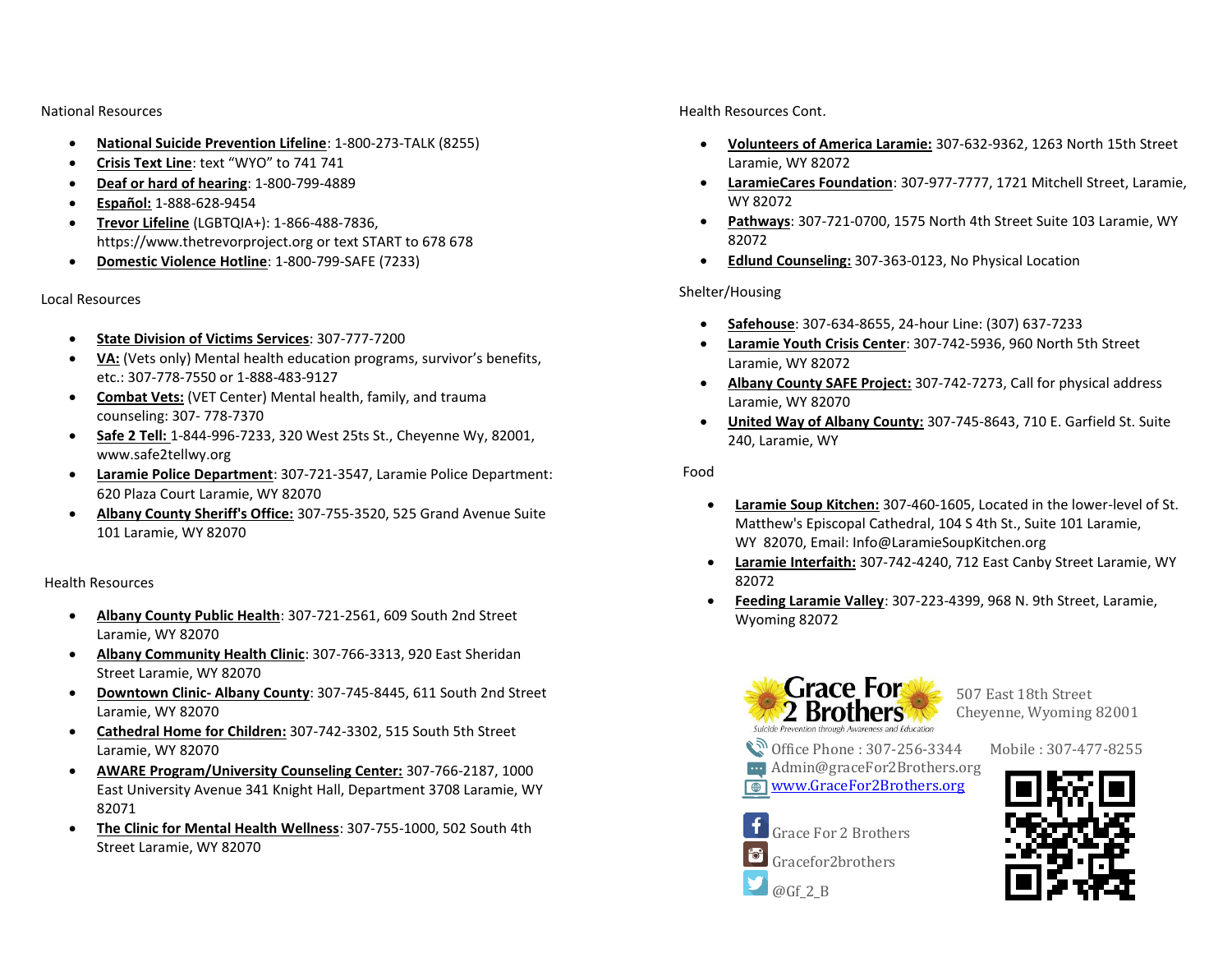## National Resources

- **National Suicide Prevention Lifeline**: 1-800-273-TALK (8255)
- **Crisis Text Line**: text "WYO" to 741 741
- **Deaf or hard of hearing**: 1-800-799-4889
- **Español:** 1-888-628-9454
- **Trevor Lifeline** (LGBTQIA+): 1-866-488-7836, https://www.thetrevorproject.org or text START to 678 678
- **Domestic Violence Hotline**: 1-800-799-SAFE (7233)

## Local Resources

- **State Division of Victims Services**: 307-777-7200
- **VA:** (Vets only) Mental health education programs, survivor's benefits, etc.: 307-778-7550 or 1-888-483-9127
- **Combat Vets:** (VET Center) Mental health, family, and trauma counseling: 307- 778-7370
- **Safe 2 Tell:** 1-844-996-7233, 320 West 25ts St., Cheyenne Wy, 82001, www.safe2tellwy.org
- **Laramie Police Department**: 307-721-3547, Laramie Police Department: 620 Plaza Court Laramie, WY 82070
- **Albany County Sheriff's Office:** 307-755-3520, 525 Grand Avenue Suite 101 Laramie, WY 82070

## Health Resources

- **Albany County Public Health**: 307-721-2561, 609 South 2nd Street Laramie, WY 82070
- **Albany Community Health Clinic**: 307-766-3313, 920 East Sheridan Street Laramie, WY 82070
- **Downtown Clinic- Albany County**: 307-745-8445, 611 South 2nd Street Laramie, WY 82070
- **Cathedral Home for Children:** 307-742-3302, 515 South 5th Street Laramie, WY 82070
- **AWARE Program/University Counseling Center:** 307-766-2187, 1000 East University Avenue 341 Knight Hall, Department 3708 Laramie, WY 82071
- **The Clinic for Mental Health Wellness**: 307-755-1000, 502 South 4th Street Laramie, WY 82070

## Health Resources Cont.

- **Volunteers of America Laramie:** 307-632-9362, 1263 North 15th Street Laramie, WY 82072
- **LaramieCares Foundation**: 307-977-7777, 1721 Mitchell Street, Laramie, WY 82072
- **Pathways**: 307-721-0700, 1575 North 4th Street Suite 103 Laramie, WY 82072
- **Edlund Counseling:** 307-363-0123, No Physical Location

## Shelter/Housing

- **Safehouse**: 307-634-8655, 24-hour Line: (307) 637-7233
- **Laramie Youth Crisis Center**: 307-742-5936, 960 North 5th Street Laramie, WY 82072
- **Albany County SAFE Project:** 307-742-7273, Call for physical address Laramie, WY 82070
- **United Way of Albany County:** 307-745-8643, 710 E. Garfield St. Suite 240, Laramie, WY

## Food

- **Laramie Soup Kitchen:** 307-460-1605, Located in the lower-level of St. Matthew's Episcopal Cathedral, 104 S 4th St., Suite 101 Laramie, WY 82070, Email: Info@LaramieSoupKitchen.org
- **Laramie Interfaith:** 307-742-4240, 712 East Canby Street Laramie, WY 82072
- **Feeding Laramie Valley**: 307-223-4399, 968 N. 9th Street, Laramie, Wyoming 82072

**Grace For 2 Brothers**
Suicide Prevention through Awareness and Education

507 East 18th Street
Cheyenne, Wyoming 82001

Office Phone : 307-256-3344 Mobile : 307-477-8255
Admin@graceFor2Brothers.org
www.GraceFor2Brothers.org

Grace For 2 Brothers
Gracefor2brothers
@Gf_2_B